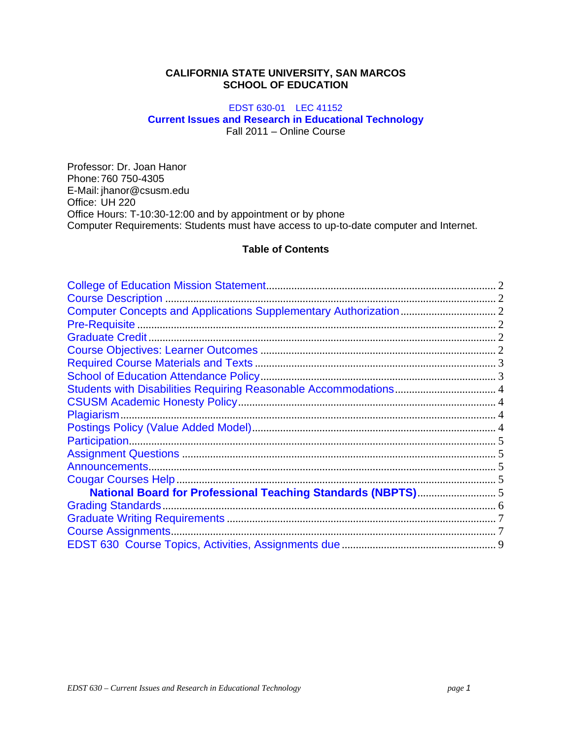**CALIFORNIA STATE UNIVERSITY, SAN MARCOS**
**SCHOOL OF EDUCATION**

EDST 630-01 LEC 41152

# Current Issues and Research in Educational Technology

Fall 2011 – Online Course

Professor: Dr. Joan Hanor
Phone: 760 750-4305
E-Mail: jhanor@csusm.edu
Office: UH 220
Office Hours: T-10:30-12:00 and by appointment or by phone
Computer Requirements: Students must have access to up-to-date computer and Internet.

## Table of Contents

- College of Education Mission Statement ........ 2
- Course Description ........ 2
- Computer Concepts and Applications Supplementary Authorization ........ 2
- Pre-Requisite ........ 2
- Graduate Credit ........ 2
- Course Objectives: Learner Outcomes ........ 2
- Required Course Materials and Texts ........ 3
- School of Education Attendance Policy ........ 3
- Students with Disabilities Requiring Reasonable Accommodations ........ 4
- CSUSM Academic Honesty Policy ........ 4
- Plagiarism ........ 4
- Postings Policy (Value Added Model) ........ 4
- Participation ........ 5
- Assignment Questions ........ 5
- Announcements ........ 5
- Cougar Courses Help ........ 5
  - **National Board for Professional Teaching Standards (NBPTS)** ........ 5
- Grading Standards ........ 6
- Graduate Writing Requirements ........ 7
- Course Assignments ........ 7
- EDST 630 Course Topics, Activities, Assignments due ........ 9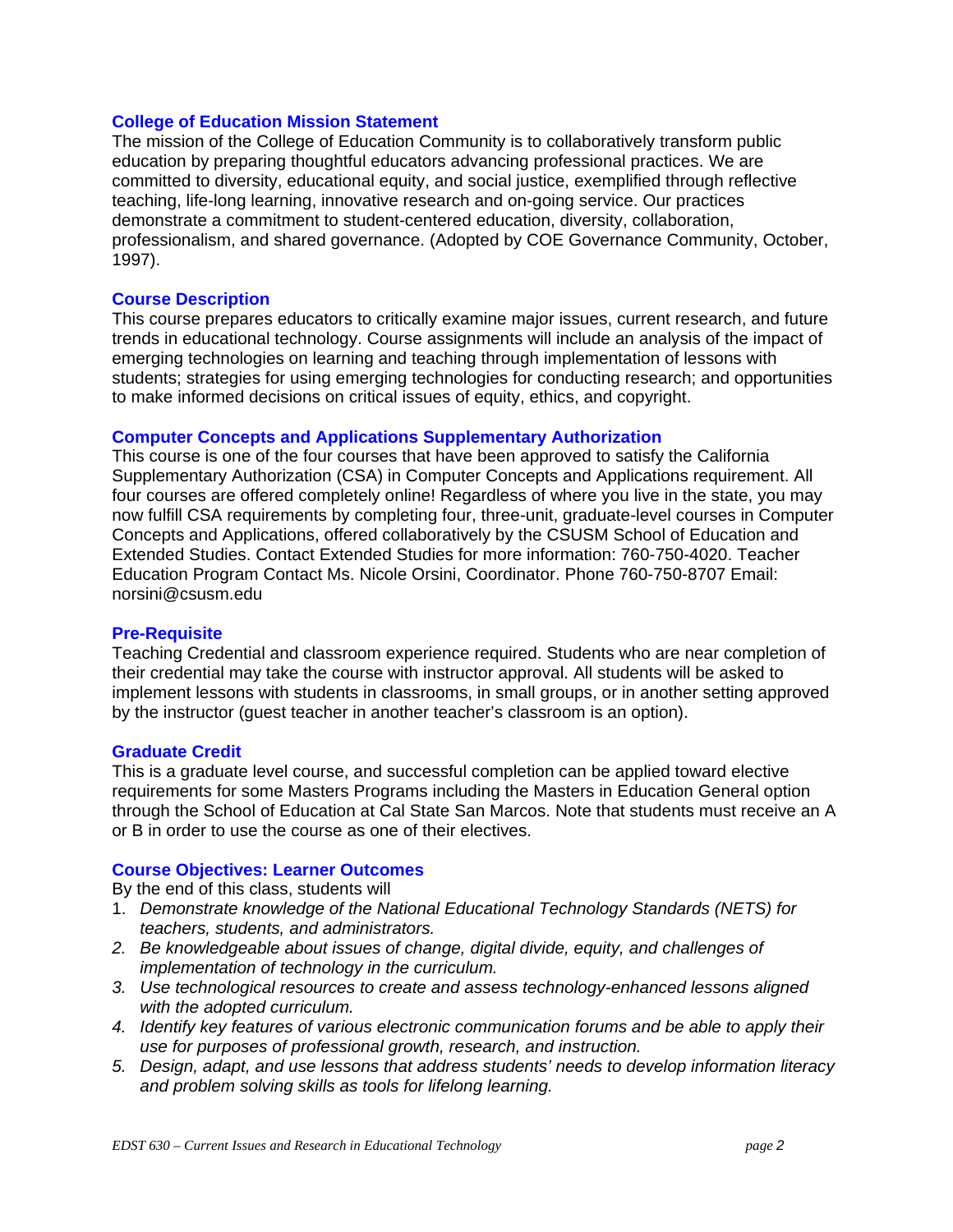## College of Education Mission Statement

The mission of the College of Education Community is to collaboratively transform public education by preparing thoughtful educators advancing professional practices. We are committed to diversity, educational equity, and social justice, exemplified through reflective teaching, life-long learning, innovative research and on-going service. Our practices demonstrate a commitment to student-centered education, diversity, collaboration, professionalism, and shared governance. (Adopted by COE Governance Community, October, 1997).

## Course Description

This course prepares educators to critically examine major issues, current research, and future trends in educational technology. Course assignments will include an analysis of the impact of emerging technologies on learning and teaching through implementation of lessons with students; strategies for using emerging technologies for conducting research; and opportunities to make informed decisions on critical issues of equity, ethics, and copyright.

## Computer Concepts and Applications Supplementary Authorization

This course is one of the four courses that have been approved to satisfy the California Supplementary Authorization (CSA) in Computer Concepts and Applications requirement. All four courses are offered completely online! Regardless of where you live in the state, you may now fulfill CSA requirements by completing four, three-unit, graduate-level courses in Computer Concepts and Applications, offered collaboratively by the CSUSM School of Education and Extended Studies. Contact Extended Studies for more information: 760-750-4020. Teacher Education Program Contact Ms. Nicole Orsini, Coordinator. Phone 760-750-8707 Email: norsini@csusm.edu

## Pre-Requisite

Teaching Credential and classroom experience required. Students who are near completion of their credential may take the course with instructor approval. All students will be asked to implement lessons with students in classrooms, in small groups, or in another setting approved by the instructor (guest teacher in another teacher's classroom is an option).

## Graduate Credit

This is a graduate level course, and successful completion can be applied toward elective requirements for some Masters Programs including the Masters in Education General option through the School of Education at Cal State San Marcos. Note that students must receive an A or B in order to use the course as one of their electives.

## Course Objectives: Learner Outcomes

By the end of this class, students will

1. *Demonstrate knowledge of the National Educational Technology Standards (NETS) for teachers, students, and administrators.*
2. *Be knowledgeable about issues of change, digital divide, equity, and challenges of implementation of technology in the curriculum.*
3. *Use technological resources to create and assess technology-enhanced lessons aligned with the adopted curriculum.*
4. *Identify key features of various electronic communication forums and be able to apply their use for purposes of professional growth, research, and instruction.*
5. *Design, adapt, and use lessons that address students' needs to develop information literacy and problem solving skills as tools for lifelong learning.*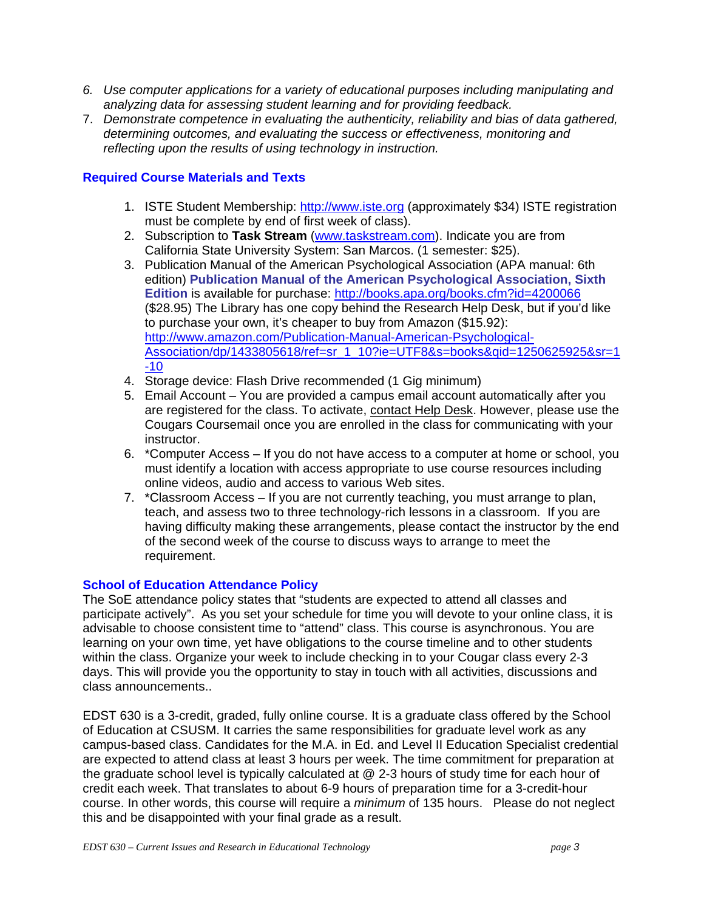6. *Use computer applications for a variety of educational purposes including manipulating and analyzing data for assessing student learning and for providing feedback.*
7. *Demonstrate competence in evaluating the authenticity, reliability and bias of data gathered, determining outcomes, and evaluating the success or effectiveness, monitoring and reflecting upon the results of using technology in instruction.*

## Required Course Materials and Texts

1. ISTE Student Membership: http://www.iste.org (approximately $34) ISTE registration must be complete by end of first week of class).
2. Subscription to **Task Stream** (www.taskstream.com). Indicate you are from California State University System: San Marcos. (1 semester: $25).
3. Publication Manual of the American Psychological Association (APA manual: 6th edition) **Publication Manual of the American Psychological Association, Sixth Edition** is available for purchase: http://books.apa.org/books.cfm?id=4200066 ($28.95) The Library has one copy behind the Research Help Desk, but if you'd like to purchase your own, it's cheaper to buy from Amazon ($15.92): http://www.amazon.com/Publication-Manual-American-Psychological-Association/dp/1433805618/ref=sr_1_10?ie=UTF8&s=books&qid=1250625925&sr=1-10
4. Storage device: Flash Drive recommended (1 Gig minimum)
5. Email Account – You are provided a campus email account automatically after you are registered for the class. To activate, contact Help Desk. However, please use the Cougars Coursemail once you are enrolled in the class for communicating with your instructor.
6. *Computer Access – If you do not have access to a computer at home or school, you must identify a location with access appropriate to use course resources including online videos, audio and access to various Web sites.
7. *Classroom Access – If you are not currently teaching, you must arrange to plan, teach, and assess two to three technology-rich lessons in a classroom. If you are having difficulty making these arrangements, please contact the instructor by the end of the second week of the course to discuss ways to arrange to meet the requirement.

## School of Education Attendance Policy

The SoE attendance policy states that "students are expected to attend all classes and participate actively". As you set your schedule for time you will devote to your online class, it is advisable to choose consistent time to "attend" class. This course is asynchronous. You are learning on your own time, yet have obligations to the course timeline and to other students within the class. Organize your week to include checking in to your Cougar class every 2-3 days. This will provide you the opportunity to stay in touch with all activities, discussions and class announcements..

EDST 630 is a 3-credit, graded, fully online course. It is a graduate class offered by the School of Education at CSUSM. It carries the same responsibilities for graduate level work as any campus-based class. Candidates for the M.A. in Ed. and Level II Education Specialist credential are expected to attend class at least 3 hours per week. The time commitment for preparation at the graduate school level is typically calculated at @ 2-3 hours of study time for each hour of credit each week. That translates to about 6-9 hours of preparation time for a 3-credit-hour course. In other words, this course will require a *minimum* of 135 hours. Please do not neglect this and be disappointed with your final grade as a result.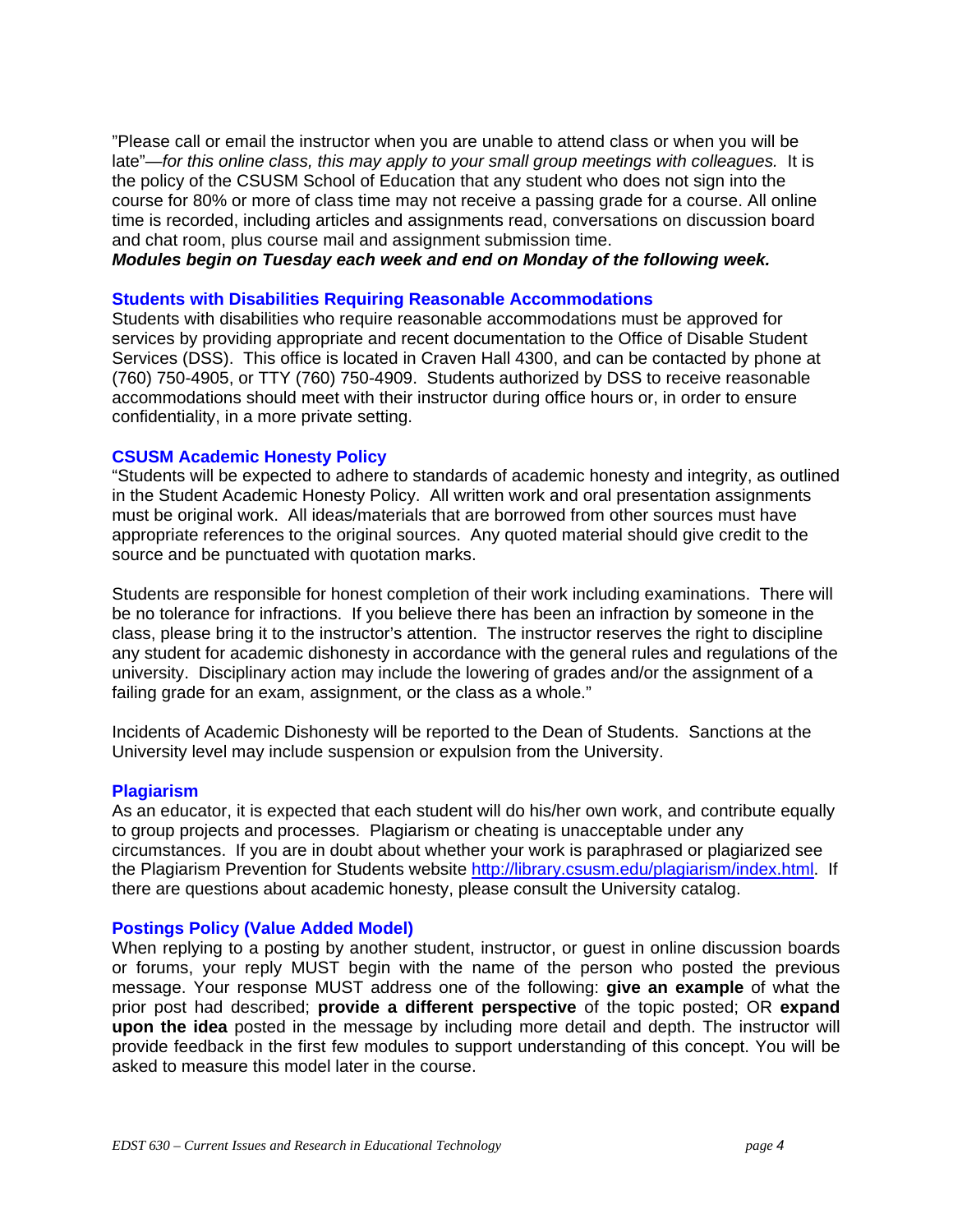"Please call or email the instructor when you are unable to attend class or when you will be late"—*for this online class, this may apply to your small group meetings with colleagues.* It is the policy of the CSUSM School of Education that any student who does not sign into the course for 80% or more of class time may not receive a passing grade for a course. All online time is recorded, including articles and assignments read, conversations on discussion board and chat room, plus course mail and assignment submission time.

***Modules begin on Tuesday each week and end on Monday of the following week.***

### Students with Disabilities Requiring Reasonable Accommodations

Students with disabilities who require reasonable accommodations must be approved for services by providing appropriate and recent documentation to the Office of Disable Student Services (DSS). This office is located in Craven Hall 4300, and can be contacted by phone at (760) 750-4905, or TTY (760) 750-4909. Students authorized by DSS to receive reasonable accommodations should meet with their instructor during office hours or, in order to ensure confidentiality, in a more private setting.

### CSUSM Academic Honesty Policy

"Students will be expected to adhere to standards of academic honesty and integrity, as outlined in the Student Academic Honesty Policy. All written work and oral presentation assignments must be original work. All ideas/materials that are borrowed from other sources must have appropriate references to the original sources. Any quoted material should give credit to the source and be punctuated with quotation marks.

Students are responsible for honest completion of their work including examinations. There will be no tolerance for infractions. If you believe there has been an infraction by someone in the class, please bring it to the instructor's attention. The instructor reserves the right to discipline any student for academic dishonesty in accordance with the general rules and regulations of the university. Disciplinary action may include the lowering of grades and/or the assignment of a failing grade for an exam, assignment, or the class as a whole."

Incidents of Academic Dishonesty will be reported to the Dean of Students. Sanctions at the University level may include suspension or expulsion from the University.

### Plagiarism

As an educator, it is expected that each student will do his/her own work, and contribute equally to group projects and processes. Plagiarism or cheating is unacceptable under any circumstances. If you are in doubt about whether your work is paraphrased or plagiarized see the Plagiarism Prevention for Students website http://library.csusm.edu/plagiarism/index.html. If there are questions about academic honesty, please consult the University catalog.

### Postings Policy (Value Added Model)

When replying to a posting by another student, instructor, or guest in online discussion boards or forums, your reply MUST begin with the name of the person who posted the previous message. Your response MUST address one of the following: **give an example** of what the prior post had described; **provide a different perspective** of the topic posted; OR **expand upon the idea** posted in the message by including more detail and depth. The instructor will provide feedback in the first few modules to support understanding of this concept. You will be asked to measure this model later in the course.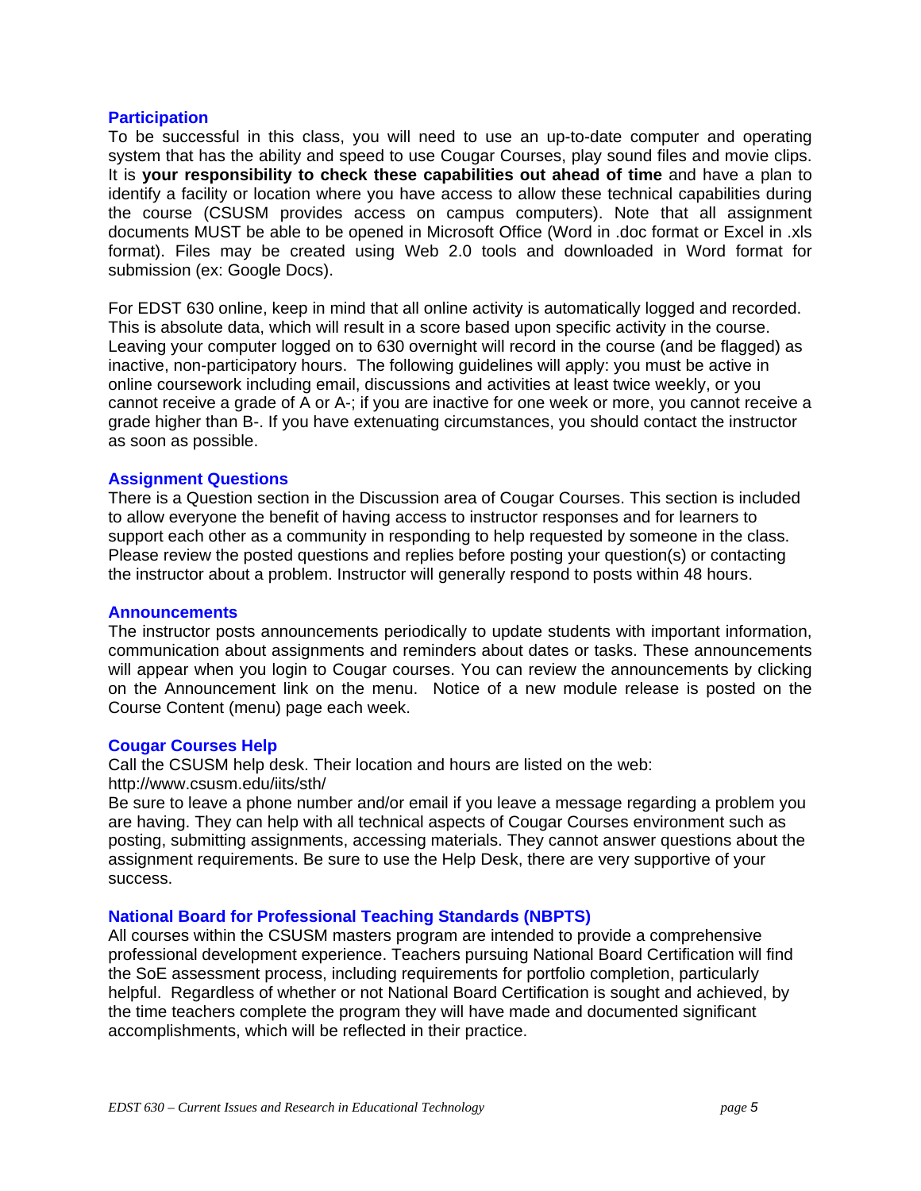### Participation

To be successful in this class, you will need to use an up-to-date computer and operating system that has the ability and speed to use Cougar Courses, play sound files and movie clips. It is **your responsibility to check these capabilities out ahead of time** and have a plan to identify a facility or location where you have access to allow these technical capabilities during the course (CSUSM provides access on campus computers). Note that all assignment documents MUST be able to be opened in Microsoft Office (Word in .doc format or Excel in .xls format). Files may be created using Web 2.0 tools and downloaded in Word format for submission (ex: Google Docs).

For EDST 630 online, keep in mind that all online activity is automatically logged and recorded. This is absolute data, which will result in a score based upon specific activity in the course. Leaving your computer logged on to 630 overnight will record in the course (and be flagged) as inactive, non-participatory hours. The following guidelines will apply: you must be active in online coursework including email, discussions and activities at least twice weekly, or you cannot receive a grade of A or A-; if you are inactive for one week or more, you cannot receive a grade higher than B-. If you have extenuating circumstances, you should contact the instructor as soon as possible.

### Assignment Questions

There is a Question section in the Discussion area of Cougar Courses. This section is included to allow everyone the benefit of having access to instructor responses and for learners to support each other as a community in responding to help requested by someone in the class. Please review the posted questions and replies before posting your question(s) or contacting the instructor about a problem. Instructor will generally respond to posts within 48 hours.

### Announcements

The instructor posts announcements periodically to update students with important information, communication about assignments and reminders about dates or tasks. These announcements will appear when you login to Cougar courses. You can review the announcements by clicking on the Announcement link on the menu. Notice of a new module release is posted on the Course Content (menu) page each week.

### Cougar Courses Help

Call the CSUSM help desk. Their location and hours are listed on the web:
http://www.csusm.edu/iits/sth/
Be sure to leave a phone number and/or email if you leave a message regarding a problem you are having. They can help with all technical aspects of Cougar Courses environment such as posting, submitting assignments, accessing materials. They cannot answer questions about the assignment requirements. Be sure to use the Help Desk, there are very supportive of your success.

### National Board for Professional Teaching Standards (NBPTS)

All courses within the CSUSM masters program are intended to provide a comprehensive professional development experience. Teachers pursuing National Board Certification will find the SoE assessment process, including requirements for portfolio completion, particularly helpful. Regardless of whether or not National Board Certification is sought and achieved, by the time teachers complete the program they will have made and documented significant accomplishments, which will be reflected in their practice.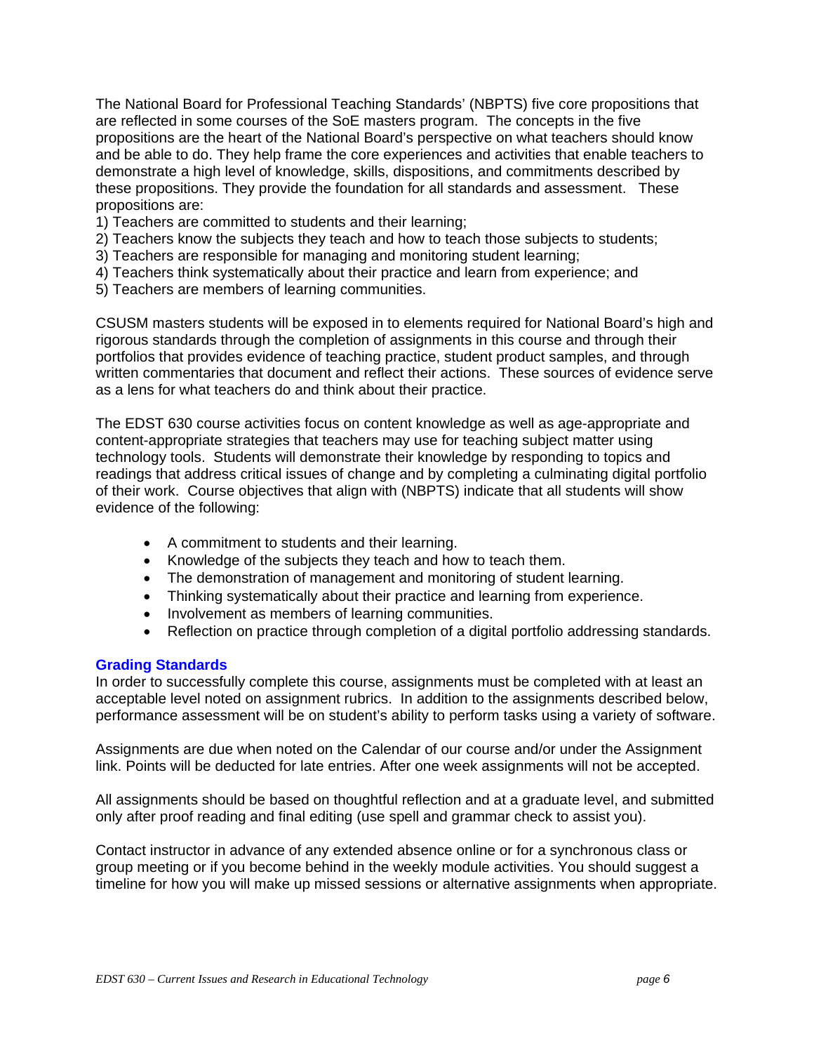The National Board for Professional Teaching Standards' (NBPTS) five core propositions that are reflected in some courses of the SoE masters program. The concepts in the five propositions are the heart of the National Board's perspective on what teachers should know and be able to do. They help frame the core experiences and activities that enable teachers to demonstrate a high level of knowledge, skills, dispositions, and commitments described by these propositions. They provide the foundation for all standards and assessment. These propositions are:

1) Teachers are committed to students and their learning;
2) Teachers know the subjects they teach and how to teach those subjects to students;
3) Teachers are responsible for managing and monitoring student learning;
4) Teachers think systematically about their practice and learn from experience; and
5) Teachers are members of learning communities.

CSUSM masters students will be exposed in to elements required for National Board's high and rigorous standards through the completion of assignments in this course and through their portfolios that provides evidence of teaching practice, student product samples, and through written commentaries that document and reflect their actions. These sources of evidence serve as a lens for what teachers do and think about their practice.

The EDST 630 course activities focus on content knowledge as well as age-appropriate and content-appropriate strategies that teachers may use for teaching subject matter using technology tools. Students will demonstrate their knowledge by responding to topics and readings that address critical issues of change and by completing a culminating digital portfolio of their work. Course objectives that align with (NBPTS) indicate that all students will show evidence of the following:

- A commitment to students and their learning.
- Knowledge of the subjects they teach and how to teach them.
- The demonstration of management and monitoring of student learning.
- Thinking systematically about their practice and learning from experience.
- Involvement as members of learning communities.
- Reflection on practice through completion of a digital portfolio addressing standards.

### Grading Standards

In order to successfully complete this course, assignments must be completed with at least an acceptable level noted on assignment rubrics. In addition to the assignments described below, performance assessment will be on student's ability to perform tasks using a variety of software.

Assignments are due when noted on the Calendar of our course and/or under the Assignment link. Points will be deducted for late entries. After one week assignments will not be accepted.

All assignments should be based on thoughtful reflection and at a graduate level, and submitted only after proof reading and final editing (use spell and grammar check to assist you).

Contact instructor in advance of any extended absence online or for a synchronous class or group meeting or if you become behind in the weekly module activities. You should suggest a timeline for how you will make up missed sessions or alternative assignments when appropriate.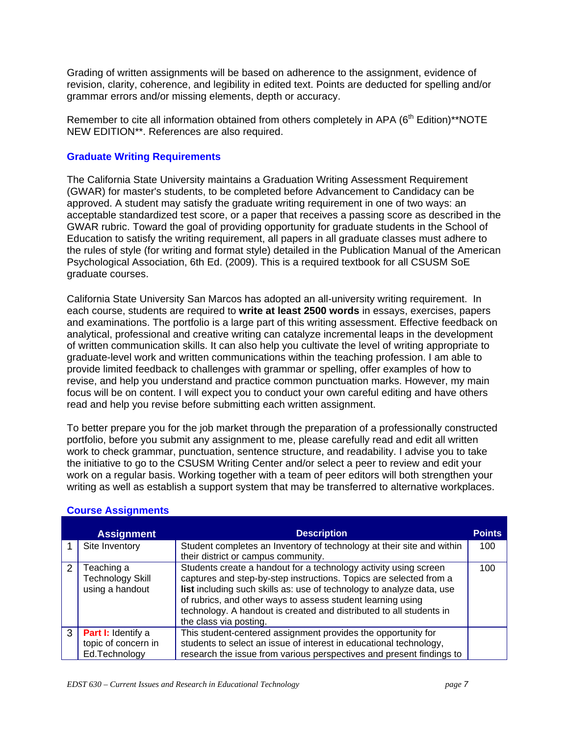Grading of written assignments will be based on adherence to the assignment, evidence of revision, clarity, coherence, and legibility in edited text. Points are deducted for spelling and/or grammar errors and/or missing elements, depth or accuracy.

Remember to cite all information obtained from others completely in APA (6th Edition)**NOTE NEW EDITION**. References are also required.

### Graduate Writing Requirements

The California State University maintains a Graduation Writing Assessment Requirement (GWAR) for master's students, to be completed before Advancement to Candidacy can be approved. A student may satisfy the graduate writing requirement in one of two ways: an acceptable standardized test score, or a paper that receives a passing score as described in the GWAR rubric. Toward the goal of providing opportunity for graduate students in the School of Education to satisfy the writing requirement, all papers in all graduate classes must adhere to the rules of style (for writing and format style) detailed in the Publication Manual of the American Psychological Association, 6th Ed. (2009). This is a required textbook for all CSUSM SoE graduate courses.

California State University San Marcos has adopted an all-university writing requirement. In each course, students are required to **write at least 2500 words** in essays, exercises, papers and examinations. The portfolio is a large part of this writing assessment. Effective feedback on analytical, professional and creative writing can catalyze incremental leaps in the development of written communication skills. It can also help you cultivate the level of writing appropriate to graduate-level work and written communications within the teaching profession. I am able to provide limited feedback to challenges with grammar or spelling, offer examples of how to revise, and help you understand and practice common punctuation marks. However, my main focus will be on content. I will expect you to conduct your own careful editing and have others read and help you revise before submitting each written assignment.

To better prepare you for the job market through the preparation of a professionally constructed portfolio, before you submit any assignment to me, please carefully read and edit all written work to check grammar, punctuation, sentence structure, and readability. I advise you to take the initiative to go to the CSUSM Writing Center and/or select a peer to review and edit your work on a regular basis. Working together with a team of peer editors will both strengthen your writing as well as establish a support system that may be transferred to alternative workplaces.

### Course Assignments

| | Assignment | Description | Points |
|---|---|---|---|
| 1 | Site Inventory | Student completes an Inventory of technology at their site and within their district or campus community. | 100 |
| 2 | Teaching a Technology Skill using a handout | Students create a handout for a technology activity using screen captures and step-by-step instructions. Topics are selected from a **list** including such skills as: use of technology to analyze data, use of rubrics, and other ways to assess student learning using technology. A handout is created and distributed to all students in the class via posting. | 100 |
| 3 | **Part I:** Identify a topic of concern in Ed.Technology | This student-centered assignment provides the opportunity for students to select an issue of interest in educational technology, research the issue from various perspectives and present findings to | |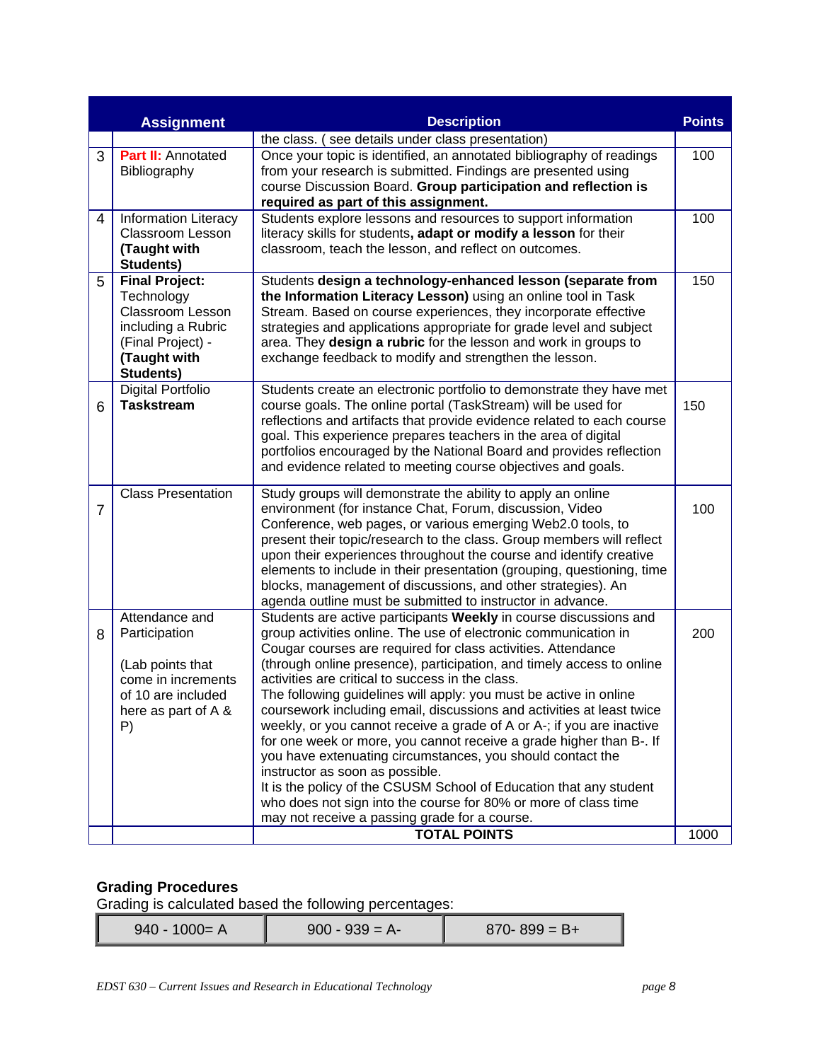| | Assignment | Description | Points |
|---|---|---|---|
| | | the class. ( see details under class presentation) | |
| 3 | **Part II:** Annotated Bibliography | Once your topic is identified, an annotated bibliography of readings from your research is submitted. Findings are presented using course Discussion Board. **Group participation and reflection is required as part of this assignment.** | 100 |
| 4 | Information Literacy Classroom Lesson **(Taught with Students)** | Students explore lessons and resources to support information literacy skills for students**, adapt or modify a lesson** for their classroom, teach the lesson, and reflect on outcomes. | 100 |
| 5 | **Final Project:** Technology Classroom Lesson including a Rubric (Final Project) - **(Taught with Students)** | Students **design a technology-enhanced lesson (separate from the Information Literacy Lesson)** using an online tool in Task Stream. Based on course experiences, they incorporate effective strategies and applications appropriate for grade level and subject area. They **design a rubric** for the lesson and work in groups to exchange feedback to modify and strengthen the lesson. | 150 |
| 6 | Digital Portfolio **Taskstream** | Students create an electronic portfolio to demonstrate they have met course goals. The online portal (TaskStream) will be used for reflections and artifacts that provide evidence related to each course goal. This experience prepares teachers in the area of digital portfolios encouraged by the National Board and provides reflection and evidence related to meeting course objectives and goals. | 150 |
| 7 | Class Presentation | Study groups will demonstrate the ability to apply an online environment (for instance Chat, Forum, discussion, Video Conference, web pages, or various emerging Web2.0 tools, to present their topic/research to the class. Group members will reflect upon their experiences throughout the course and identify creative elements to include in their presentation (grouping, questioning, time blocks, management of discussions, and other strategies). An agenda outline must be submitted to instructor in advance. | 100 |
| 8 | Attendance and Participation<br><br>(Lab points that come in increments of 10 are included here as part of A & P) | Students are active participants **Weekly** in course discussions and group activities online. The use of electronic communication in Cougar courses are required for class activities. Attendance (through online presence), participation, and timely access to online activities are critical to success in the class.<br>The following guidelines will apply: you must be active in online coursework including email, discussions and activities at least twice weekly, or you cannot receive a grade of A or A-; if you are inactive for one week or more, you cannot receive a grade higher than B-. If you have extenuating circumstances, you should contact the instructor as soon as possible.<br>It is the policy of the CSUSM School of Education that any student who does not sign into the course for 80% or more of class time may not receive a passing grade for a course. | 200 |
| | | **TOTAL POINTS** | 1000 |

### Grading Procedures

Grading is calculated based the following percentages:

| 940 - 1000= A | 900 - 939 = A- | 870- 899 = B+ |
|---|---|---|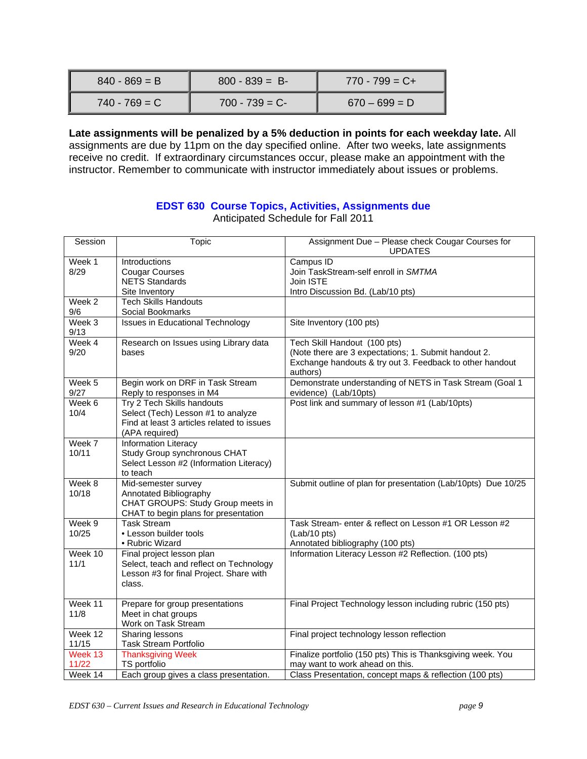| 840 - 869 = B | 800 - 839 = B- | 770 - 799 = C+ |
|---|---|---|
| 740 - 769 = C | 700 - 739 = C- | 670 – 699 = D |

**Late assignments will be penalized by a 5% deduction in points for each weekday late.** All assignments are due by 11pm on the day specified online. After two weeks, late assignments receive no credit. If extraordinary circumstances occur, please make an appointment with the instructor. Remember to communicate with instructor immediately about issues or problems.

## EDST 630 Course Topics, Activities, Assignments due

Anticipated Schedule for Fall 2011

| Session | Topic | Assignment Due – Please check Cougar Courses for UPDATES |
|---|---|---|
| Week 1 8/29 | Introductions<br>Cougar Courses<br>NETS Standards<br>Site Inventory | Campus ID<br>Join TaskStream-self enroll in *SMTMA*<br>Join ISTE<br>Intro Discussion Bd. (Lab/10 pts) |
| Week 2 9/6 | Tech Skills Handouts<br>Social Bookmarks | |
| Week 3 9/13 | Issues in Educational Technology | Site Inventory (100 pts) |
| Week 4 9/20 | Research on Issues using Library data bases | Tech Skill Handout (100 pts)<br>(Note there are 3 expectations; 1. Submit handout 2. Exchange handouts & try out 3. Feedback to other handout authors) |
| Week 5 9/27 | Begin work on DRF in Task Stream<br>Reply to responses in M4 | Demonstrate understanding of NETS in Task Stream (Goal 1 evidence) (Lab/10pts) |
| Week 6 10/4 | Try 2 Tech Skills handouts<br>Select (Tech) Lesson #1 to analyze<br>Find at least 3 articles related to issues (APA required) | Post link and summary of lesson #1 (Lab/10pts) |
| Week 7 10/11 | Information Literacy<br>Study Group synchronous CHAT<br>Select Lesson #2 (Information Literacy) to teach | |
| Week 8 10/18 | Mid-semester survey<br>Annotated Bibliography<br>CHAT GROUPS: Study Group meets in CHAT to begin plans for presentation | Submit outline of plan for presentation (Lab/10pts) Due 10/25 |
| Week 9 10/25 | Task Stream<br>• Lesson builder tools<br>• Rubric Wizard | Task Stream- enter & reflect on Lesson #1 OR Lesson #2 (Lab/10 pts)<br>Annotated bibliography (100 pts) |
| Week 10 11/1 | Final project lesson plan<br>Select, teach and reflect on Technology Lesson #3 for final Project. Share with class. | Information Literacy Lesson #2 Reflection. (100 pts) |
| Week 11 11/8 | Prepare for group presentations<br>Meet in chat groups<br>Work on Task Stream | Final Project Technology lesson including rubric (150 pts) |
| Week 12 11/15 | Sharing lessons<br>Task Stream Portfolio | Final project technology lesson reflection |
| Week 13 11/22 | Thanksgiving Week<br>TS portfolio | Finalize portfolio (150 pts) This is Thanksgiving week. You may want to work ahead on this. |
| Week 14 | Each group gives a class presentation. | Class Presentation, concept maps & reflection (100 pts) |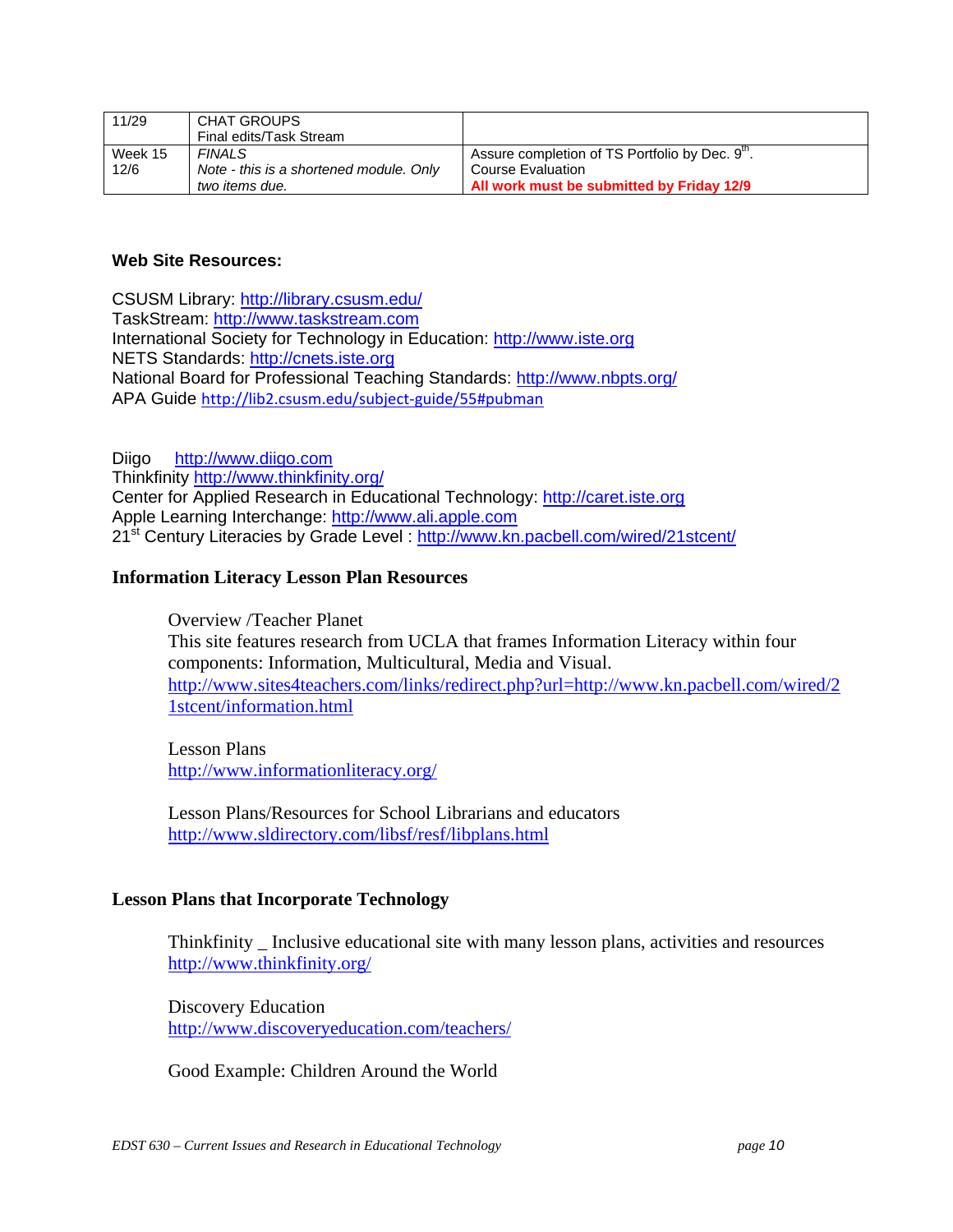| | | |
|---|---|---|
| 11/29 | CHAT GROUPS<br>Final edits/Task Stream | |
| Week 15<br>12/6 | *FINALS*<br>*Note - this is a shortened module. Only two items due.* | Assure completion of TS Portfolio by Dec. 9th.<br>Course Evaluation<br>**All work must be submitted by Friday 12/9** |

**Web Site Resources:**

CSUSM Library: http://library.csusm.edu/
TaskStream: http://www.taskstream.com
International Society for Technology in Education: http://www.iste.org
NETS Standards: http://cnets.iste.org
National Board for Professional Teaching Standards: http://www.nbpts.org/
APA Guide http://lib2.csusm.edu/subject-guide/55#pubman

Diigo http://www.diigo.com
Thinkfinity http://www.thinkfinity.org/
Center for Applied Research in Educational Technology: http://caret.iste.org
Apple Learning Interchange: http://www.ali.apple.com
21st Century Literacies by Grade Level : http://www.kn.pacbell.com/wired/21stcent/

**Information Literacy Lesson Plan Resources**

Overview /Teacher Planet
This site features research from UCLA that frames Information Literacy within four components: Information, Multicultural, Media and Visual.
http://www.sites4teachers.com/links/redirect.php?url=http://www.kn.pacbell.com/wired/21stcent/information.html

Lesson Plans
http://www.informationliteracy.org/

Lesson Plans/Resources for School Librarians and educators
http://www.sldirectory.com/libsf/resf/libplans.html

**Lesson Plans that Incorporate Technology**

Thinkfinity _ Inclusive educational site with many lesson plans, activities and resources
http://www.thinkfinity.org/

Discovery Education
http://www.discoveryeducation.com/teachers/

Good Example: Children Around the World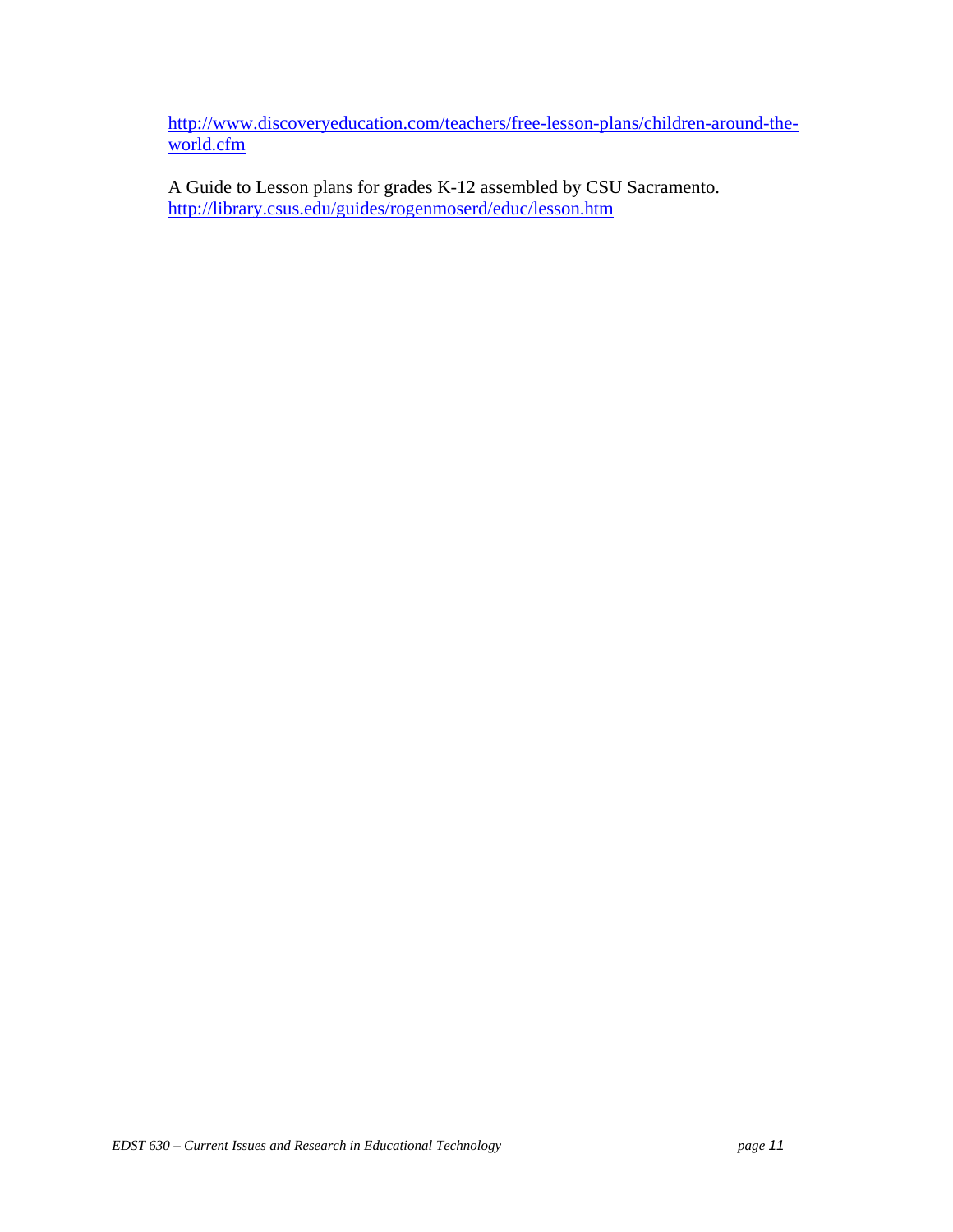http://www.discoveryeducation.com/teachers/free-lesson-plans/children-around-the-world.cfm

A Guide to Lesson plans for grades K-12 assembled by CSU Sacramento.
http://library.csus.edu/guides/rogenmoserd/educ/lesson.htm